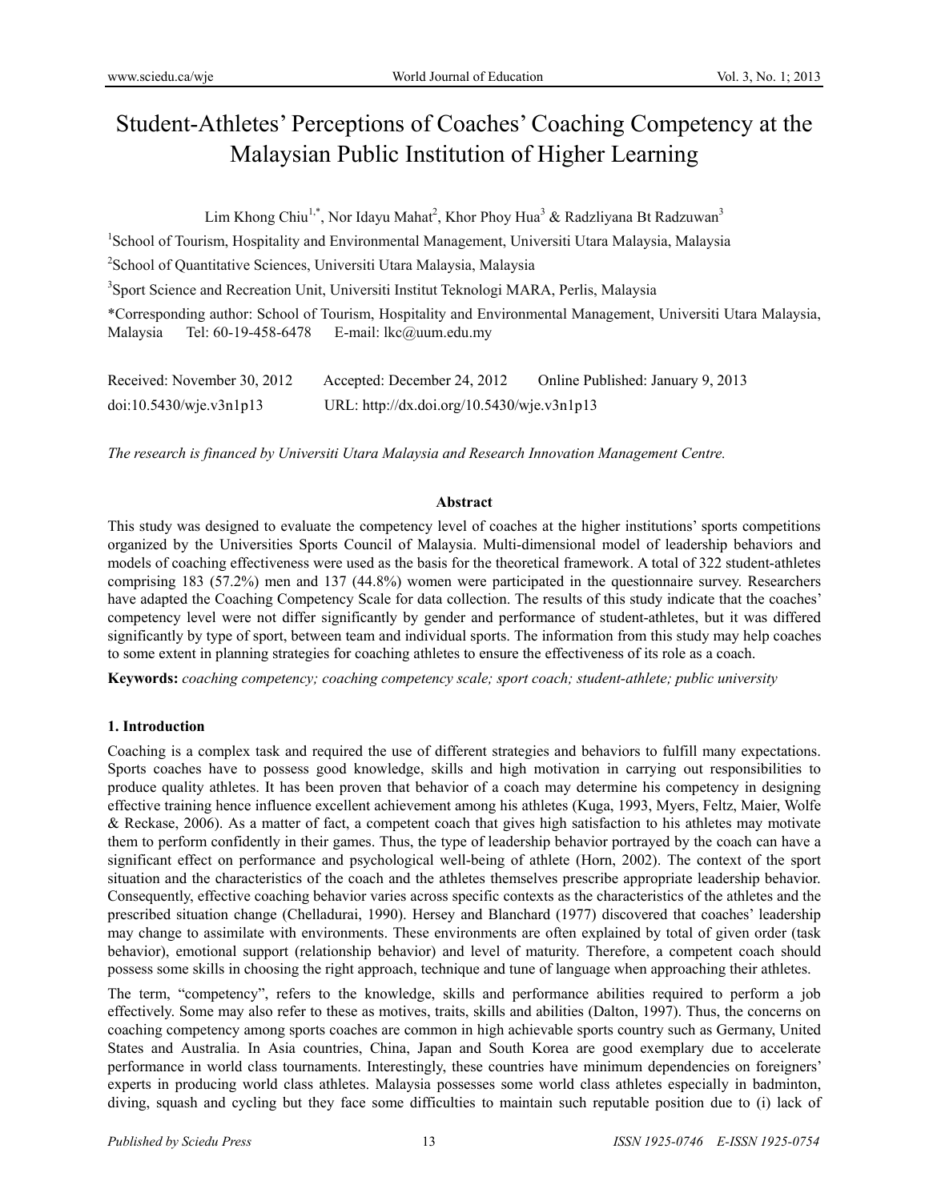# Student-Athletes' Perceptions of Coaches' Coaching Competency at the Malaysian Public Institution of Higher Learning

Lim Khong Chiu[1,*], Nor Idayu Mahat[2], Khor Phoy Hua[3] & Radzliyana Bt Radzuwan[3]

[1]School of Tourism, Hospitality and Environmental Management, Universiti Utara Malaysia, Malaysia

[2]School of Quantitative Sciences, Universiti Utara Malaysia, Malaysia

[3]Sport Science and Recreation Unit, Universiti Institut Teknologi MARA, Perlis, Malaysia

*Corresponding author: School of Tourism, Hospitality and Environmental Management, Universiti Utara Malaysia, Malaysia Tel: 60-19-458-6478 E-mail: lkc@uum.edu.my

Received: November 30, 2012 Accepted: December 24, 2012 Online Published: January 9, 2013

doi:10.5430/wje.v3n1p13 URL: http://dx.doi.org/10.5430/wje.v3n1p13

*The research is financed by Universiti Utara Malaysia and Research Innovation Management Centre.*

**Abstract**

This study was designed to evaluate the competency level of coaches at the higher institutions' sports competitions organized by the Universities Sports Council of Malaysia. Multi-dimensional model of leadership behaviors and models of coaching effectiveness were used as the basis for the theoretical framework. A total of 322 student-athletes comprising 183 (57.2%) men and 137 (44.8%) women were participated in the questionnaire survey. Researchers have adapted the Coaching Competency Scale for data collection. The results of this study indicate that the coaches' competency level were not differ significantly by gender and performance of student-athletes, but it was differed significantly by type of sport, between team and individual sports. The information from this study may help coaches to some extent in planning strategies for coaching athletes to ensure the effectiveness of its role as a coach.

**Keywords:** *coaching competency; coaching competency scale; sport coach; student-athlete; public university*

## 1. Introduction

Coaching is a complex task and required the use of different strategies and behaviors to fulfill many expectations. Sports coaches have to possess good knowledge, skills and high motivation in carrying out responsibilities to produce quality athletes. It has been proven that behavior of a coach may determine his competency in designing effective training hence influence excellent achievement among his athletes (Kuga, 1993, Myers, Feltz, Maier, Wolfe & Reckase, 2006). As a matter of fact, a competent coach that gives high satisfaction to his athletes may motivate them to perform confidently in their games. Thus, the type of leadership behavior portrayed by the coach can have a significant effect on performance and psychological well-being of athlete (Horn, 2002). The context of the sport situation and the characteristics of the coach and the athletes themselves prescribe appropriate leadership behavior. Consequently, effective coaching behavior varies across specific contexts as the characteristics of the athletes and the prescribed situation change (Chelladurai, 1990). Hersey and Blanchard (1977) discovered that coaches' leadership may change to assimilate with environments. These environments are often explained by total of given order (task behavior), emotional support (relationship behavior) and level of maturity. Therefore, a competent coach should possess some skills in choosing the right approach, technique and tune of language when approaching their athletes.

The term, "competency", refers to the knowledge, skills and performance abilities required to perform a job effectively. Some may also refer to these as motives, traits, skills and abilities (Dalton, 1997). Thus, the concerns on coaching competency among sports coaches are common in high achievable sports country such as Germany, United States and Australia. In Asia countries, China, Japan and South Korea are good exemplary due to accelerate performance in world class tournaments. Interestingly, these countries have minimum dependencies on foreigners' experts in producing world class athletes. Malaysia possesses some world class athletes especially in badminton, diving, squash and cycling but they face some difficulties to maintain such reputable position due to (i) lack of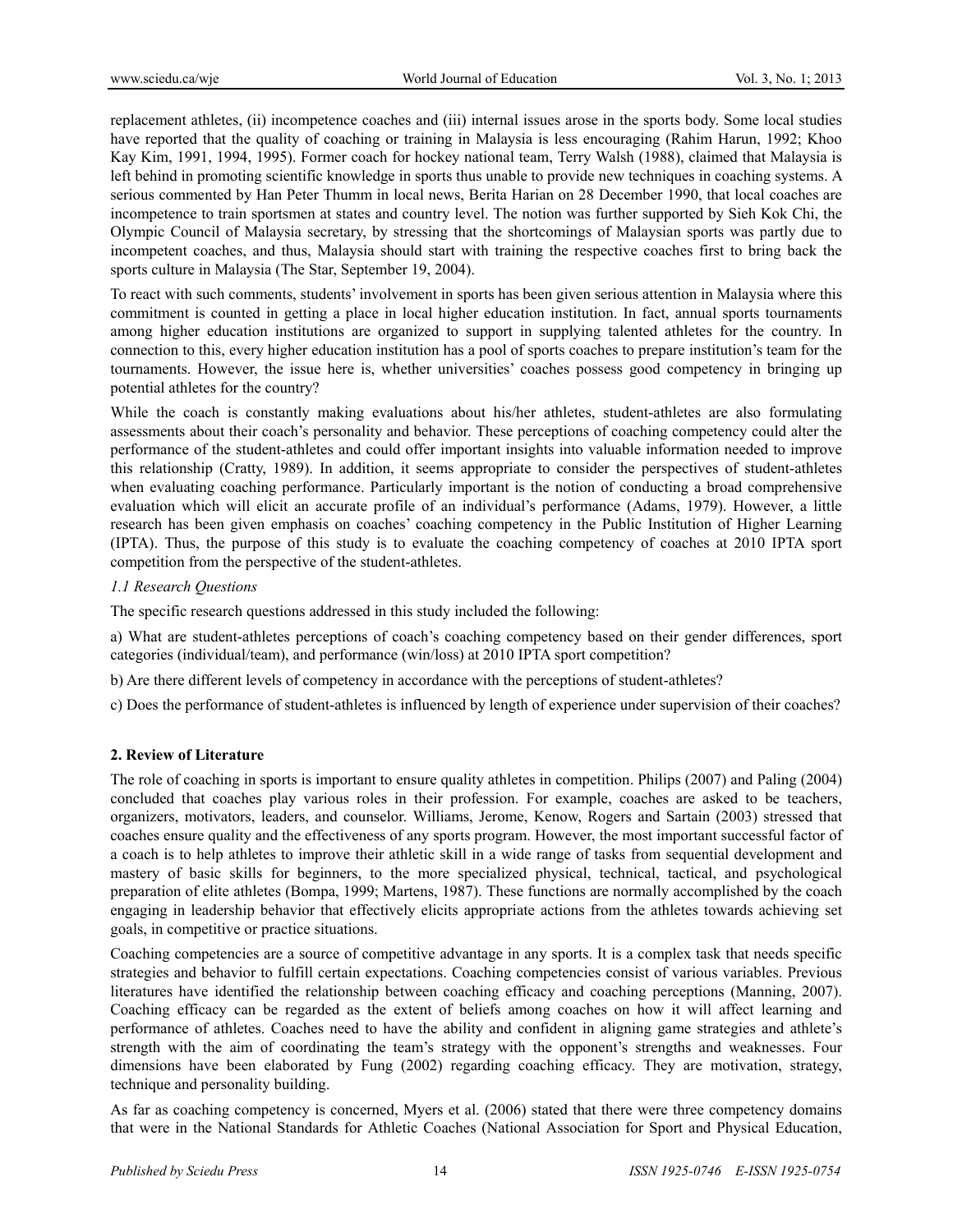replacement athletes, (ii) incompetence coaches and (iii) internal issues arose in the sports body. Some local studies have reported that the quality of coaching or training in Malaysia is less encouraging (Rahim Harun, 1992; Khoo Kay Kim, 1991, 1994, 1995). Former coach for hockey national team, Terry Walsh (1988), claimed that Malaysia is left behind in promoting scientific knowledge in sports thus unable to provide new techniques in coaching systems. A serious commented by Han Peter Thumm in local news, Berita Harian on 28 December 1990, that local coaches are incompetence to train sportsmen at states and country level. The notion was further supported by Sieh Kok Chi, the Olympic Council of Malaysia secretary, by stressing that the shortcomings of Malaysian sports was partly due to incompetent coaches, and thus, Malaysia should start with training the respective coaches first to bring back the sports culture in Malaysia (The Star, September 19, 2004).

To react with such comments, students' involvement in sports has been given serious attention in Malaysia where this commitment is counted in getting a place in local higher education institution. In fact, annual sports tournaments among higher education institutions are organized to support in supplying talented athletes for the country. In connection to this, every higher education institution has a pool of sports coaches to prepare institution's team for the tournaments. However, the issue here is, whether universities' coaches possess good competency in bringing up potential athletes for the country?

While the coach is constantly making evaluations about his/her athletes, student-athletes are also formulating assessments about their coach's personality and behavior. These perceptions of coaching competency could alter the performance of the student-athletes and could offer important insights into valuable information needed to improve this relationship (Cratty, 1989). In addition, it seems appropriate to consider the perspectives of student-athletes when evaluating coaching performance. Particularly important is the notion of conducting a broad comprehensive evaluation which will elicit an accurate profile of an individual's performance (Adams, 1979). However, a little research has been given emphasis on coaches' coaching competency in the Public Institution of Higher Learning (IPTA). Thus, the purpose of this study is to evaluate the coaching competency of coaches at 2010 IPTA sport competition from the perspective of the student-athletes.

### *1.1 Research Questions*

The specific research questions addressed in this study included the following:

a) What are student-athletes perceptions of coach's coaching competency based on their gender differences, sport categories (individual/team), and performance (win/loss) at 2010 IPTA sport competition?

b) Are there different levels of competency in accordance with the perceptions of student-athletes?

c) Does the performance of student-athletes is influenced by length of experience under supervision of their coaches?

## 2. Review of Literature

The role of coaching in sports is important to ensure quality athletes in competition. Philips (2007) and Paling (2004) concluded that coaches play various roles in their profession. For example, coaches are asked to be teachers, organizers, motivators, leaders, and counselor. Williams, Jerome, Kenow, Rogers and Sartain (2003) stressed that coaches ensure quality and the effectiveness of any sports program. However, the most important successful factor of a coach is to help athletes to improve their athletic skill in a wide range of tasks from sequential development and mastery of basic skills for beginners, to the more specialized physical, technical, tactical, and psychological preparation of elite athletes (Bompa, 1999; Martens, 1987). These functions are normally accomplished by the coach engaging in leadership behavior that effectively elicits appropriate actions from the athletes towards achieving set goals, in competitive or practice situations.

Coaching competencies are a source of competitive advantage in any sports. It is a complex task that needs specific strategies and behavior to fulfill certain expectations. Coaching competencies consist of various variables. Previous literatures have identified the relationship between coaching efficacy and coaching perceptions (Manning, 2007). Coaching efficacy can be regarded as the extent of beliefs among coaches on how it will affect learning and performance of athletes. Coaches need to have the ability and confident in aligning game strategies and athlete's strength with the aim of coordinating the team's strategy with the opponent's strengths and weaknesses. Four dimensions have been elaborated by Fung (2002) regarding coaching efficacy. They are motivation, strategy, technique and personality building.

As far as coaching competency is concerned, Myers et al. (2006) stated that there were three competency domains that were in the National Standards for Athletic Coaches (National Association for Sport and Physical Education,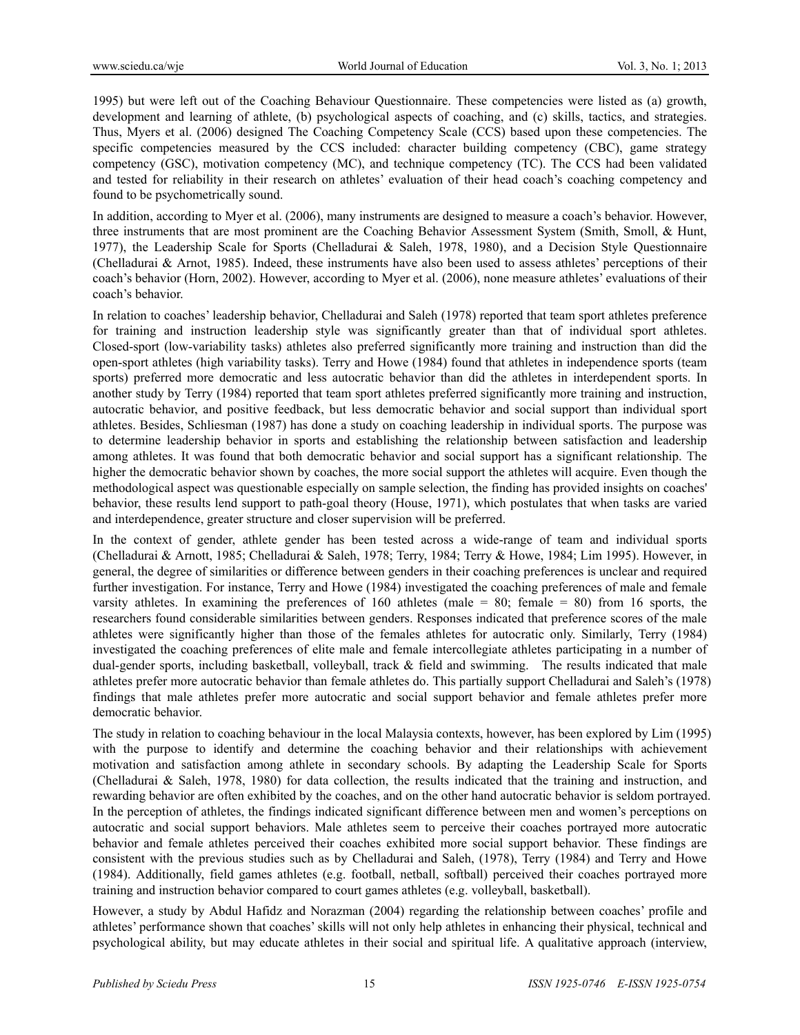1995) but were left out of the Coaching Behaviour Questionnaire. These competencies were listed as (a) growth, development and learning of athlete, (b) psychological aspects of coaching, and (c) skills, tactics, and strategies. Thus, Myers et al. (2006) designed The Coaching Competency Scale (CCS) based upon these competencies. The specific competencies measured by the CCS included: character building competency (CBC), game strategy competency (GSC), motivation competency (MC), and technique competency (TC). The CCS had been validated and tested for reliability in their research on athletes' evaluation of their head coach's coaching competency and found to be psychometrically sound.

In addition, according to Myer et al. (2006), many instruments are designed to measure a coach's behavior. However, three instruments that are most prominent are the Coaching Behavior Assessment System (Smith, Smoll, & Hunt, 1977), the Leadership Scale for Sports (Chelladurai & Saleh, 1978, 1980), and a Decision Style Questionnaire (Chelladurai & Arnot, 1985). Indeed, these instruments have also been used to assess athletes' perceptions of their coach's behavior (Horn, 2002). However, according to Myer et al. (2006), none measure athletes' evaluations of their coach's behavior.

In relation to coaches' leadership behavior, Chelladurai and Saleh (1978) reported that team sport athletes preference for training and instruction leadership style was significantly greater than that of individual sport athletes. Closed-sport (low-variability tasks) athletes also preferred significantly more training and instruction than did the open-sport athletes (high variability tasks). Terry and Howe (1984) found that athletes in independence sports (team sports) preferred more democratic and less autocratic behavior than did the athletes in interdependent sports. In another study by Terry (1984) reported that team sport athletes preferred significantly more training and instruction, autocratic behavior, and positive feedback, but less democratic behavior and social support than individual sport athletes. Besides, Schliesman (1987) has done a study on coaching leadership in individual sports. The purpose was to determine leadership behavior in sports and establishing the relationship between satisfaction and leadership among athletes. It was found that both democratic behavior and social support has a significant relationship. The higher the democratic behavior shown by coaches, the more social support the athletes will acquire. Even though the methodological aspect was questionable especially on sample selection, the finding has provided insights on coaches' behavior, these results lend support to path-goal theory (House, 1971), which postulates that when tasks are varied and interdependence, greater structure and closer supervision will be preferred.

In the context of gender, athlete gender has been tested across a wide-range of team and individual sports (Chelladurai & Arnott, 1985; Chelladurai & Saleh, 1978; Terry, 1984; Terry & Howe, 1984; Lim 1995). However, in general, the degree of similarities or difference between genders in their coaching preferences is unclear and required further investigation. For instance, Terry and Howe (1984) investigated the coaching preferences of male and female varsity athletes. In examining the preferences of 160 athletes (male = 80; female = 80) from 16 sports, the researchers found considerable similarities between genders. Responses indicated that preference scores of the male athletes were significantly higher than those of the females athletes for autocratic only. Similarly, Terry (1984) investigated the coaching preferences of elite male and female intercollegiate athletes participating in a number of dual-gender sports, including basketball, volleyball, track & field and swimming. The results indicated that male athletes prefer more autocratic behavior than female athletes do. This partially support Chelladurai and Saleh's (1978) findings that male athletes prefer more autocratic and social support behavior and female athletes prefer more democratic behavior.

The study in relation to coaching behaviour in the local Malaysia contexts, however, has been explored by Lim (1995) with the purpose to identify and determine the coaching behavior and their relationships with achievement motivation and satisfaction among athlete in secondary schools. By adapting the Leadership Scale for Sports (Chelladurai & Saleh, 1978, 1980) for data collection, the results indicated that the training and instruction, and rewarding behavior are often exhibited by the coaches, and on the other hand autocratic behavior is seldom portrayed. In the perception of athletes, the findings indicated significant difference between men and women's perceptions on autocratic and social support behaviors. Male athletes seem to perceive their coaches portrayed more autocratic behavior and female athletes perceived their coaches exhibited more social support behavior. These findings are consistent with the previous studies such as by Chelladurai and Saleh, (1978), Terry (1984) and Terry and Howe (1984). Additionally, field games athletes (e.g. football, netball, softball) perceived their coaches portrayed more training and instruction behavior compared to court games athletes (e.g. volleyball, basketball).

However, a study by Abdul Hafidz and Norazman (2004) regarding the relationship between coaches' profile and athletes' performance shown that coaches' skills will not only help athletes in enhancing their physical, technical and psychological ability, but may educate athletes in their social and spiritual life. A qualitative approach (interview,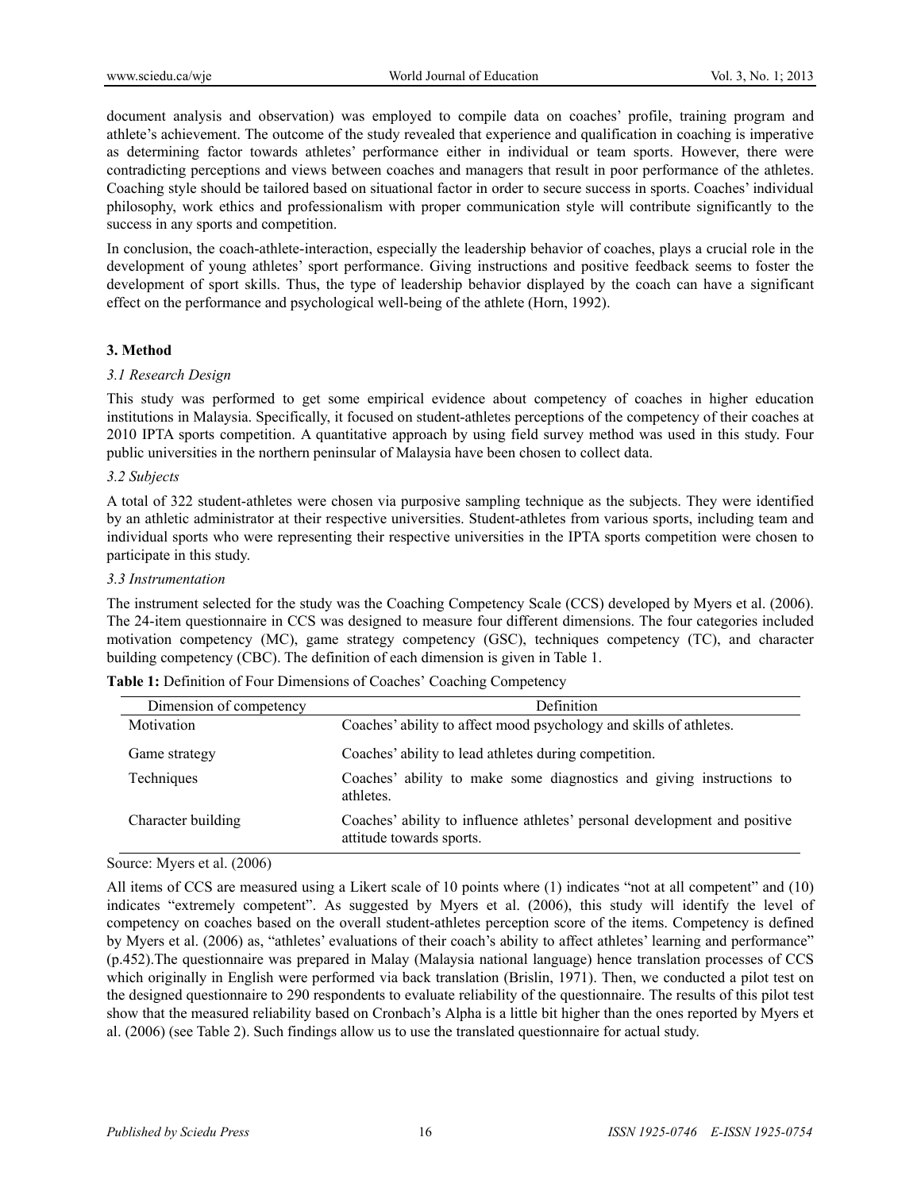document analysis and observation) was employed to compile data on coaches' profile, training program and athlete's achievement. The outcome of the study revealed that experience and qualification in coaching is imperative as determining factor towards athletes' performance either in individual or team sports. However, there were contradicting perceptions and views between coaches and managers that result in poor performance of the athletes. Coaching style should be tailored based on situational factor in order to secure success in sports. Coaches' individual philosophy, work ethics and professionalism with proper communication style will contribute significantly to the success in any sports and competition.

In conclusion, the coach-athlete-interaction, especially the leadership behavior of coaches, plays a crucial role in the development of young athletes' sport performance. Giving instructions and positive feedback seems to foster the development of sport skills. Thus, the type of leadership behavior displayed by the coach can have a significant effect on the performance and psychological well-being of the athlete (Horn, 1992).

## 3. Method

### *3.1 Research Design*

This study was performed to get some empirical evidence about competency of coaches in higher education institutions in Malaysia. Specifically, it focused on student-athletes perceptions of the competency of their coaches at 2010 IPTA sports competition. A quantitative approach by using field survey method was used in this study. Four public universities in the northern peninsular of Malaysia have been chosen to collect data.

### *3.2 Subjects*

A total of 322 student-athletes were chosen via purposive sampling technique as the subjects. They were identified by an athletic administrator at their respective universities. Student-athletes from various sports, including team and individual sports who were representing their respective universities in the IPTA sports competition were chosen to participate in this study.

### *3.3 Instrumentation*

The instrument selected for the study was the Coaching Competency Scale (CCS) developed by Myers et al. (2006). The 24-item questionnaire in CCS was designed to measure four different dimensions. The four categories included motivation competency (MC), game strategy competency (GSC), techniques competency (TC), and character building competency (CBC). The definition of each dimension is given in Table 1.

**Table 1:** Definition of Four Dimensions of Coaches' Coaching Competency

| Dimension of competency | Definition |
|---|---|
| Motivation | Coaches' ability to affect mood psychology and skills of athletes. |
| Game strategy | Coaches' ability to lead athletes during competition. |
| Techniques | Coaches' ability to make some diagnostics and giving instructions to athletes. |
| Character building | Coaches' ability to influence athletes' personal development and positive attitude towards sports. |

Source: Myers et al. (2006)

All items of CCS are measured using a Likert scale of 10 points where (1) indicates "not at all competent" and (10) indicates "extremely competent". As suggested by Myers et al. (2006), this study will identify the level of competency on coaches based on the overall student-athletes perception score of the items. Competency is defined by Myers et al. (2006) as, "athletes' evaluations of their coach's ability to affect athletes' learning and performance" (p.452).The questionnaire was prepared in Malay (Malaysia national language) hence translation processes of CCS which originally in English were performed via back translation (Brislin, 1971). Then, we conducted a pilot test on the designed questionnaire to 290 respondents to evaluate reliability of the questionnaire. The results of this pilot test show that the measured reliability based on Cronbach's Alpha is a little bit higher than the ones reported by Myers et al. (2006) (see Table 2). Such findings allow us to use the translated questionnaire for actual study.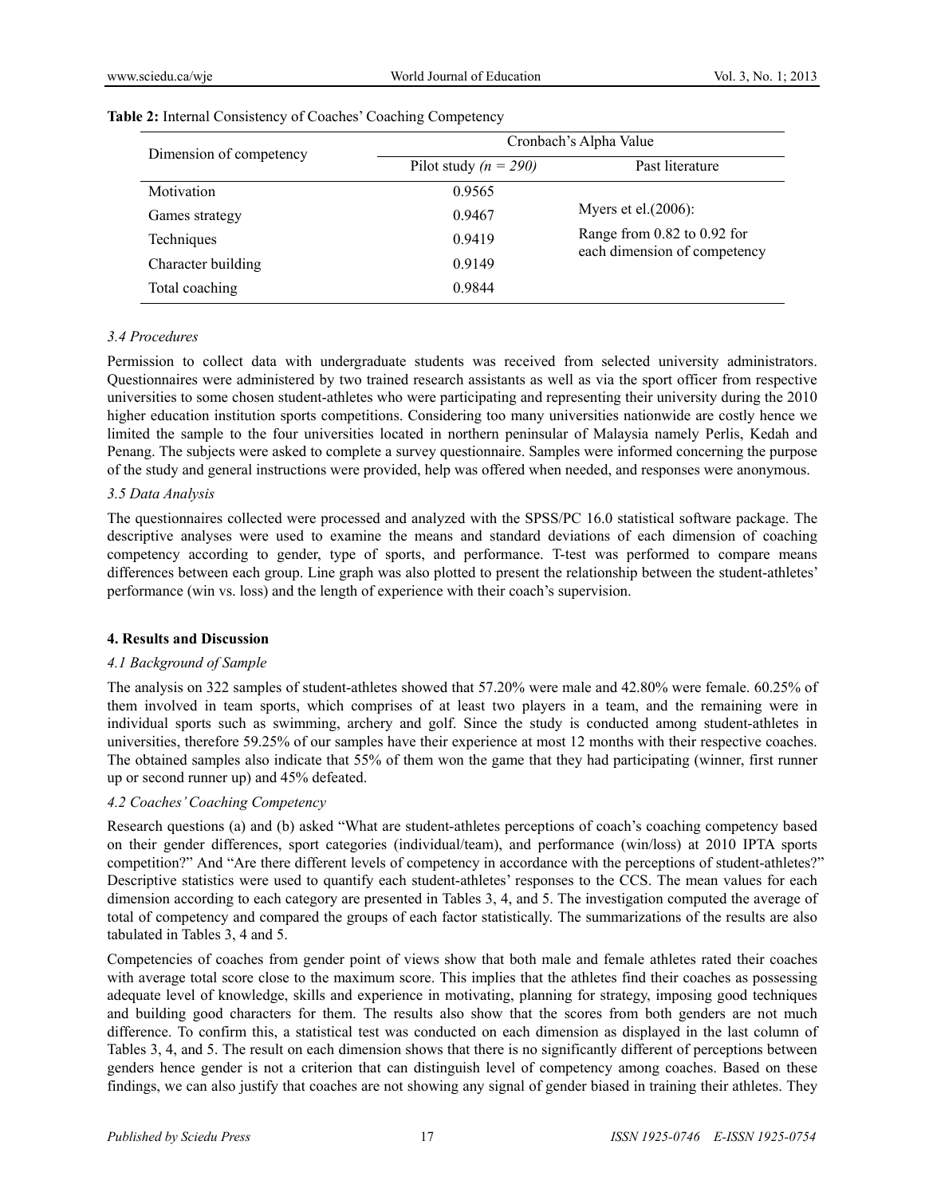**Table 2:** Internal Consistency of Coaches' Coaching Competency

| Dimension of competency | Cronbach's Alpha Value | |
|---|---|---|
| | Pilot study *(n = 290)* | Past literature |
| Motivation | 0.9565 | Myers et el.(2006): Range from 0.82 to 0.92 for each dimension of competency |
| Games strategy | 0.9467 | |
| Techniques | 0.9419 | |
| Character building | 0.9149 | |
| Total coaching | 0.9844 | |

### *3.4 Procedures*

Permission to collect data with undergraduate students was received from selected university administrators. Questionnaires were administered by two trained research assistants as well as via the sport officer from respective universities to some chosen student-athletes who were participating and representing their university during the 2010 higher education institution sports competitions. Considering too many universities nationwide are costly hence we limited the sample to the four universities located in northern peninsular of Malaysia namely Perlis, Kedah and Penang. The subjects were asked to complete a survey questionnaire. Samples were informed concerning the purpose of the study and general instructions were provided, help was offered when needed, and responses were anonymous.

### *3.5 Data Analysis*

The questionnaires collected were processed and analyzed with the SPSS/PC 16.0 statistical software package. The descriptive analyses were used to examine the means and standard deviations of each dimension of coaching competency according to gender, type of sports, and performance. T-test was performed to compare means differences between each group. Line graph was also plotted to present the relationship between the student-athletes' performance (win vs. loss) and the length of experience with their coach's supervision.

## 4. Results and Discussion

### *4.1 Background of Sample*

The analysis on 322 samples of student-athletes showed that 57.20% were male and 42.80% were female. 60.25% of them involved in team sports, which comprises of at least two players in a team, and the remaining were in individual sports such as swimming, archery and golf. Since the study is conducted among student-athletes in universities, therefore 59.25% of our samples have their experience at most 12 months with their respective coaches. The obtained samples also indicate that 55% of them won the game that they had participating (winner, first runner up or second runner up) and 45% defeated.

### *4.2 Coaches' Coaching Competency*

Research questions (a) and (b) asked "What are student-athletes perceptions of coach's coaching competency based on their gender differences, sport categories (individual/team), and performance (win/loss) at 2010 IPTA sports competition?" And "Are there different levels of competency in accordance with the perceptions of student-athletes?" Descriptive statistics were used to quantify each student-athletes' responses to the CCS. The mean values for each dimension according to each category are presented in Tables 3, 4, and 5. The investigation computed the average of total of competency and compared the groups of each factor statistically. The summarizations of the results are also tabulated in Tables 3, 4 and 5.

Competencies of coaches from gender point of views show that both male and female athletes rated their coaches with average total score close to the maximum score. This implies that the athletes find their coaches as possessing adequate level of knowledge, skills and experience in motivating, planning for strategy, imposing good techniques and building good characters for them. The results also show that the scores from both genders are not much difference. To confirm this, a statistical test was conducted on each dimension as displayed in the last column of Tables 3, 4, and 5. The result on each dimension shows that there is no significantly different of perceptions between genders hence gender is not a criterion that can distinguish level of competency among coaches. Based on these findings, we can also justify that coaches are not showing any signal of gender biased in training their athletes. They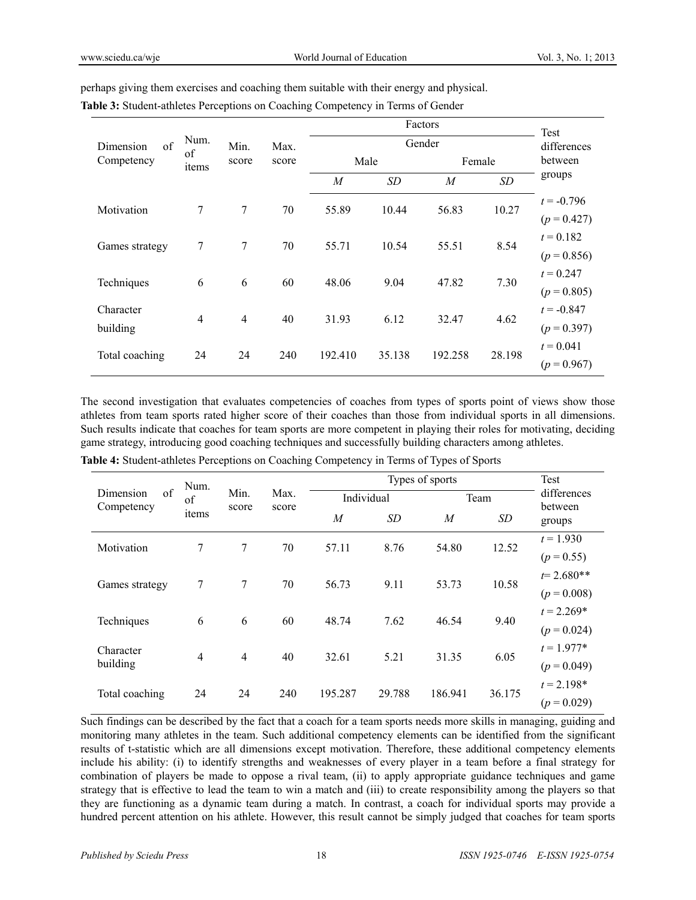perhaps giving them exercises and coaching them suitable with their energy and physical.

**Table 3:** Student-athletes Perceptions on Coaching Competency in Terms of Gender

| Dimension of Competency | Num. of items | Min. score | Max. score | Factors | | | | Test differences between groups |
|---|---|---|---|---|---|---|---|---|
| | | | | Gender | | | | |
| | | | | Male | | Female | | |
| | | | | *M* | *SD* | *M* | *SD* | |
| Motivation | 7 | 7 | 70 | 55.89 | 10.44 | 56.83 | 10.27 | $t = -0.796$ ($p = 0.427$) |
| Games strategy | 7 | 7 | 70 | 55.71 | 10.54 | 55.51 | 8.54 | $t = 0.182$ ($p = 0.856$) |
| Techniques | 6 | 6 | 60 | 48.06 | 9.04 | 47.82 | 7.30 | $t = 0.247$ ($p = 0.805$) |
| Character building | 4 | 4 | 40 | 31.93 | 6.12 | 32.47 | 4.62 | $t = -0.847$ ($p = 0.397$) |
| Total coaching | 24 | 24 | 240 | 192.410 | 35.138 | 192.258 | 28.198 | $t = 0.041$ ($p = 0.967$) |

The second investigation that evaluates competencies of coaches from types of sports point of views show those athletes from team sports rated higher score of their coaches than those from individual sports in all dimensions. Such results indicate that coaches for team sports are more competent in playing their roles for motivating, deciding game strategy, introducing good coaching techniques and successfully building characters among athletes.

**Table 4:** Student-athletes Perceptions on Coaching Competency in Terms of Types of Sports

| Dimension of Competency | Num. of items | Min. score | Max. score | Types of sports | | | | Test differences between groups |
|---|---|---|---|---|---|---|---|---|
| | | | | Individual | | Team | | |
| | | | | *M* | *SD* | *M* | *SD* | |
| Motivation | 7 | 7 | 70 | 57.11 | 8.76 | 54.80 | 12.52 | $t = 1.930$ ($p = 0.55$) |
| Games strategy | 7 | 7 | 70 | 56.73 | 9.11 | 53.73 | 10.58 | $t = 2.680$** ($p = 0.008$) |
| Techniques | 6 | 6 | 60 | 48.74 | 7.62 | 46.54 | 9.40 | $t = 2.269$* ($p = 0.024$) |
| Character building | 4 | 4 | 40 | 32.61 | 5.21 | 31.35 | 6.05 | $t = 1.977$* ($p = 0.049$) |
| Total coaching | 24 | 24 | 240 | 195.287 | 29.788 | 186.941 | 36.175 | $t = 2.198$* ($p = 0.029$) |

Such findings can be described by the fact that a coach for a team sports needs more skills in managing, guiding and monitoring many athletes in the team. Such additional competency elements can be identified from the significant results of t-statistic which are all dimensions except motivation. Therefore, these additional competency elements include his ability: (i) to identify strengths and weaknesses of every player in a team before a final strategy for combination of players be made to oppose a rival team, (ii) to apply appropriate guidance techniques and game strategy that is effective to lead the team to win a match and (iii) to create responsibility among the players so that they are functioning as a dynamic team during a match. In contrast, a coach for individual sports may provide a hundred percent attention on his athlete. However, this result cannot be simply judged that coaches for team sports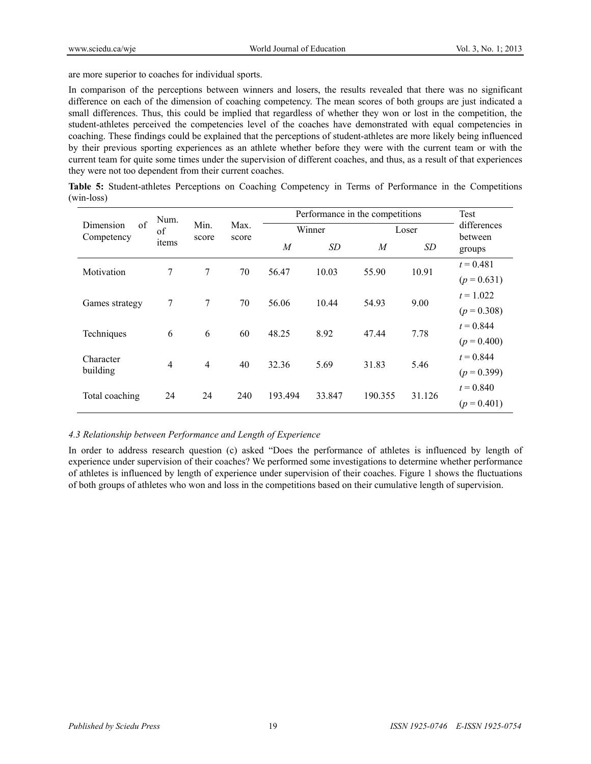are more superior to coaches for individual sports.

In comparison of the perceptions between winners and losers, the results revealed that there was no significant difference on each of the dimension of coaching competency. The mean scores of both groups are just indicated a small differences. Thus, this could be implied that regardless of whether they won or lost in the competition, the student-athletes perceived the competencies level of the coaches have demonstrated with equal competencies in coaching. These findings could be explained that the perceptions of student-athletes are more likely being influenced by their previous sporting experiences as an athlete whether before they were with the current team or with the current team for quite some times under the supervision of different coaches, and thus, as a result of that experiences they were not too dependent from their current coaches.

**Table 5:** Student-athletes Perceptions on Coaching Competency in Terms of Performance in the Competitions (win-loss)

| Dimension of Competency | Num. of items | Min. score | Max. score | Performance in the competitions | | | | Test differences between groups |
|---|---|---|---|---|---|---|---|---|
| | | | | Winner | | Loser | | |
| | | | | *M* | *SD* | *M* | *SD* | |
| Motivation | 7 | 7 | 70 | 56.47 | 10.03 | 55.90 | 10.91 | $t = 0.481$ ($p = 0.631$) |
| Games strategy | 7 | 7 | 70 | 56.06 | 10.44 | 54.93 | 9.00 | $t = 1.022$ ($p = 0.308$) |
| Techniques | 6 | 6 | 60 | 48.25 | 8.92 | 47.44 | 7.78 | $t = 0.844$ ($p = 0.400$) |
| Character building | 4 | 4 | 40 | 32.36 | 5.69 | 31.83 | 5.46 | $t = 0.844$ ($p = 0.399$) |
| Total coaching | 24 | 24 | 240 | 193.494 | 33.847 | 190.355 | 31.126 | $t = 0.840$ ($p = 0.401$) |

*4.3 Relationship between Performance and Length of Experience*

In order to address research question (c) asked "Does the performance of athletes is influenced by length of experience under supervision of their coaches? We performed some investigations to determine whether performance of athletes is influenced by length of experience under supervision of their coaches. Figure 1 shows the fluctuations of both groups of athletes who won and loss in the competitions based on their cumulative length of supervision.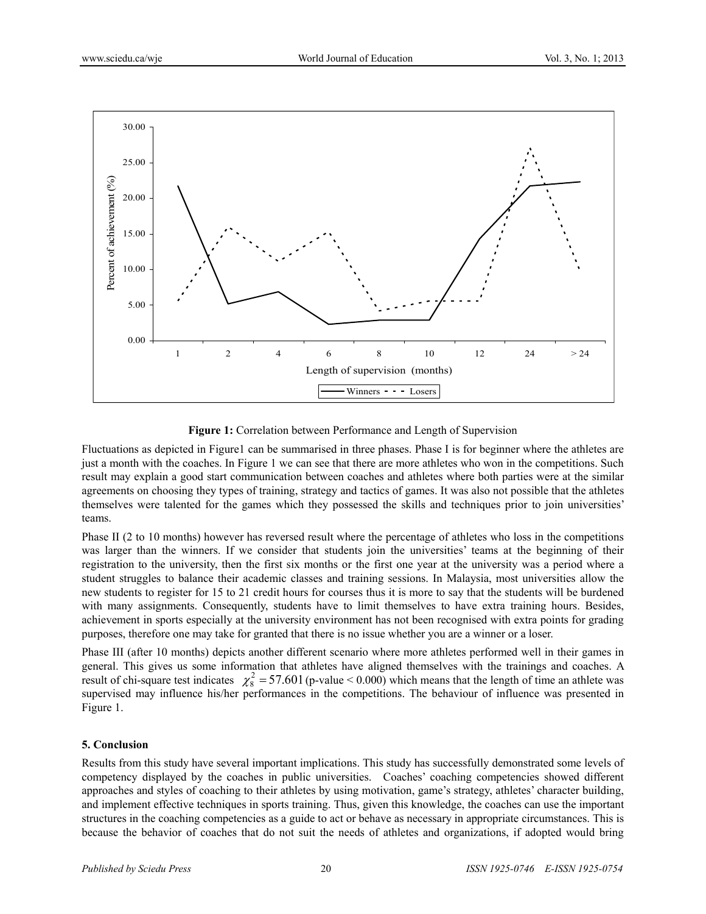30.00
25.00
20.00
15.00
10.00
5.00
0.00

Percent of achievement (%)

1 2 4 6 8 10 12 24 > 24

Length of supervision (months)

Winners Losers

**Figure 1:** Correlation between Performance and Length of Supervision

Fluctuations as depicted in Figure1 can be summarised in three phases. Phase I is for beginner where the athletes are just a month with the coaches. In Figure 1 we can see that there are more athletes who won in the competitions. Such result may explain a good start communication between coaches and athletes where both parties were at the similar agreements on choosing they types of training, strategy and tactics of games. It was also not possible that the athletes themselves were talented for the games which they possessed the skills and techniques prior to join universities' teams.

Phase II (2 to 10 months) however has reversed result where the percentage of athletes who loss in the competitions was larger than the winners. If we consider that students join the universities' teams at the beginning of their registration to the university, then the first six months or the first one year at the university was a period where a student struggles to balance their academic classes and training sessions. In Malaysia, most universities allow the new students to register for 15 to 21 credit hours for courses thus it is more to say that the students will be burdened with many assignments. Consequently, students have to limit themselves to have extra training hours. Besides, achievement in sports especially at the university environment has not been recognised with extra points for grading purposes, therefore one may take for granted that there is no issue whether you are a winner or a loser.

Phase III (after 10 months) depicts another different scenario where more athletes performed well in their games in general. This gives us some information that athletes have aligned themselves with the trainings and coaches. A result of chi-square test indicates $\chi_8^2 = 57.601$ (p-value < 0.000) which means that the length of time an athlete was supervised may influence his/her performances in the competitions. The behaviour of influence was presented in Figure 1.

### 5. Conclusion

Results from this study have several important implications. This study has successfully demonstrated some levels of competency displayed by the coaches in public universities. Coaches' coaching competencies showed different approaches and styles of coaching to their athletes by using motivation, game's strategy, athletes' character building, and implement effective techniques in sports training. Thus, given this knowledge, the coaches can use the important structures in the coaching competencies as a guide to act or behave as necessary in appropriate circumstances. This is because the behavior of coaches that do not suit the needs of athletes and organizations, if adopted would bring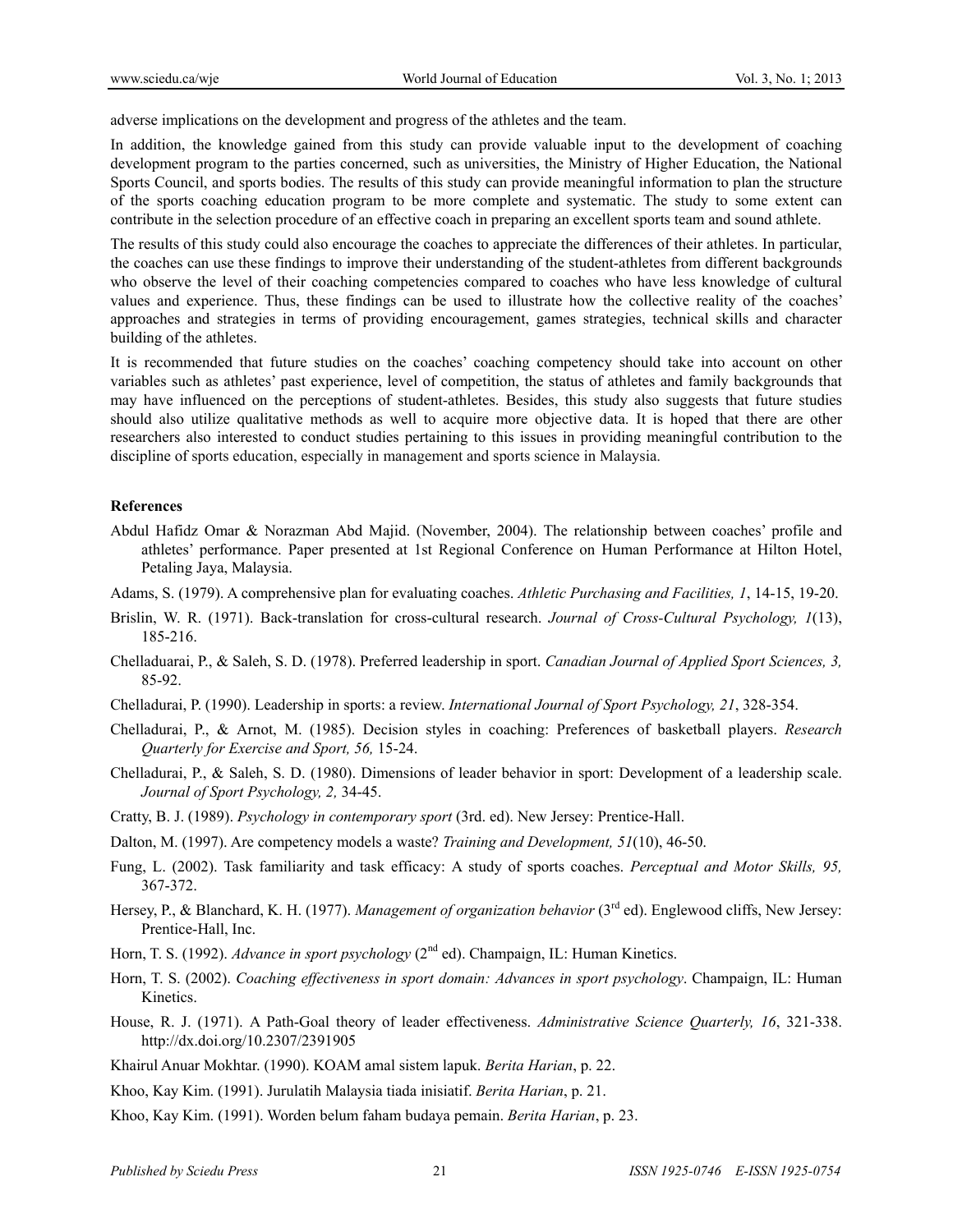adverse implications on the development and progress of the athletes and the team.

In addition, the knowledge gained from this study can provide valuable input to the development of coaching development program to the parties concerned, such as universities, the Ministry of Higher Education, the National Sports Council, and sports bodies. The results of this study can provide meaningful information to plan the structure of the sports coaching education program to be more complete and systematic. The study to some extent can contribute in the selection procedure of an effective coach in preparing an excellent sports team and sound athlete.

The results of this study could also encourage the coaches to appreciate the differences of their athletes. In particular, the coaches can use these findings to improve their understanding of the student-athletes from different backgrounds who observe the level of their coaching competencies compared to coaches who have less knowledge of cultural values and experience. Thus, these findings can be used to illustrate how the collective reality of the coaches' approaches and strategies in terms of providing encouragement, games strategies, technical skills and character building of the athletes.

It is recommended that future studies on the coaches' coaching competency should take into account on other variables such as athletes' past experience, level of competition, the status of athletes and family backgrounds that may have influenced on the perceptions of student-athletes. Besides, this study also suggests that future studies should also utilize qualitative methods as well to acquire more objective data. It is hoped that there are other researchers also interested to conduct studies pertaining to this issues in providing meaningful contribution to the discipline of sports education, especially in management and sports science in Malaysia.

**References**

Abdul Hafidz Omar & Norazman Abd Majid. (November, 2004). The relationship between coaches' profile and athletes' performance. Paper presented at 1st Regional Conference on Human Performance at Hilton Hotel, Petaling Jaya, Malaysia.

Adams, S. (1979). A comprehensive plan for evaluating coaches. *Athletic Purchasing and Facilities, 1*, 14-15, 19-20.

Brislin, W. R. (1971). Back-translation for cross-cultural research. *Journal of Cross-Cultural Psychology, 1*(13), 185-216.

Chelladuarai, P., & Saleh, S. D. (1978). Preferred leadership in sport. *Canadian Journal of Applied Sport Sciences, 3,* 85-92.

Chelladurai, P. (1990). Leadership in sports: a review. *International Journal of Sport Psychology, 21*, 328-354.

Chelladurai, P., & Arnot, M. (1985). Decision styles in coaching: Preferences of basketball players. *Research Quarterly for Exercise and Sport, 56,* 15-24.

Chelladurai, P., & Saleh, S. D. (1980). Dimensions of leader behavior in sport: Development of a leadership scale. *Journal of Sport Psychology, 2,* 34-45.

Cratty, B. J. (1989). *Psychology in contemporary sport* (3rd. ed). New Jersey: Prentice-Hall.

Dalton, M. (1997). Are competency models a waste? *Training and Development, 51*(10), 46-50.

Fung, L. (2002). Task familiarity and task efficacy: A study of sports coaches. *Perceptual and Motor Skills, 95,* 367-372.

Hersey, P., & Blanchard, K. H. (1977). *Management of organization behavior* (3rd ed). Englewood cliffs, New Jersey: Prentice-Hall, Inc.

Horn, T. S. (1992). *Advance in sport psychology* (2nd ed). Champaign, IL: Human Kinetics.

Horn, T. S. (2002). *Coaching effectiveness in sport domain: Advances in sport psychology*. Champaign, IL: Human Kinetics.

House, R. J. (1971). A Path-Goal theory of leader effectiveness. *Administrative Science Quarterly, 16*, 321-338. http://dx.doi.org/10.2307/2391905

Khairul Anuar Mokhtar. (1990). KOAM amal sistem lapuk. *Berita Harian*, p. 22.

Khoo, Kay Kim. (1991). Jurulatih Malaysia tiada inisiatif. *Berita Harian*, p. 21.

Khoo, Kay Kim. (1991). Worden belum faham budaya pemain. *Berita Harian*, p. 23.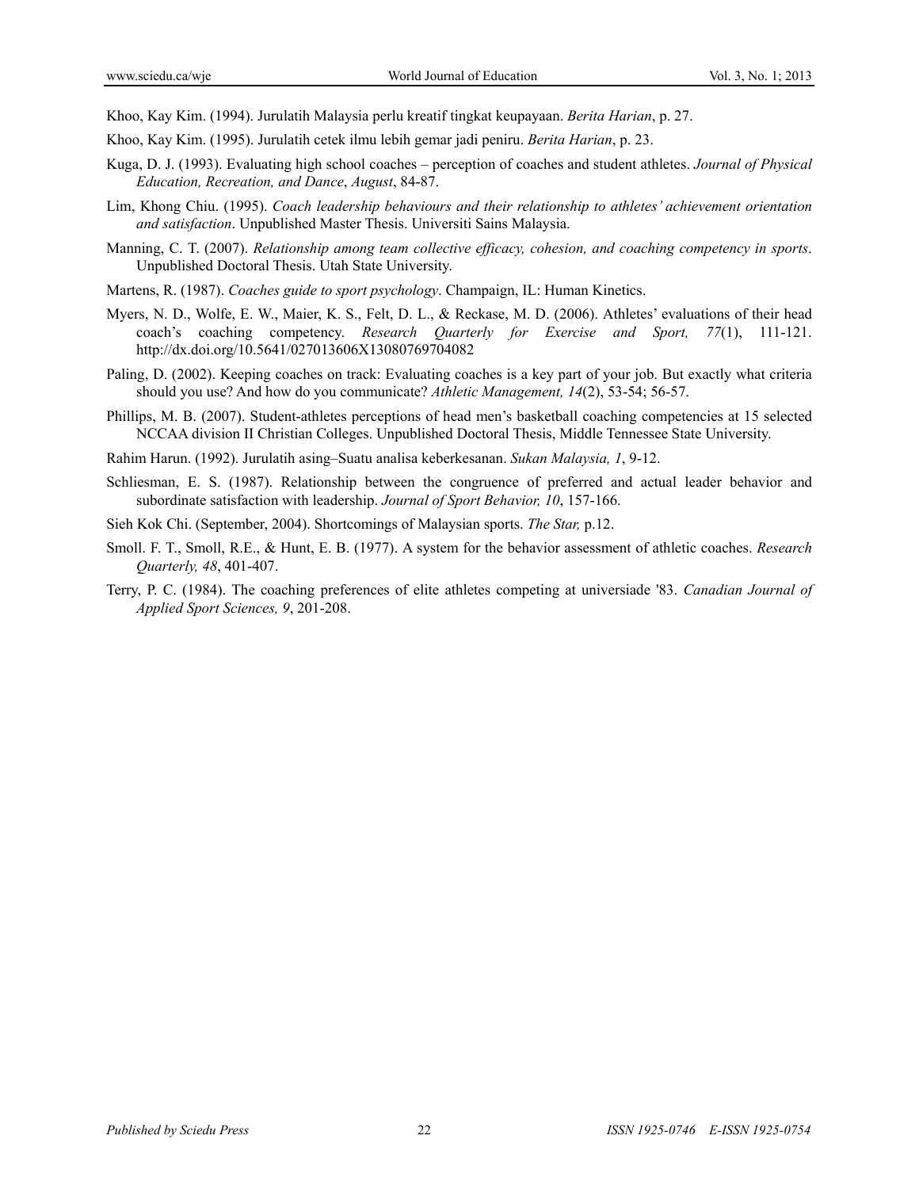Khoo, Kay Kim. (1994). Jurulatih Malaysia perlu kreatif tingkat keupayaan. *Berita Harian*, p. 27.

Khoo, Kay Kim. (1995). Jurulatih cetek ilmu lebih gemar jadi peniru. *Berita Harian*, p. 23.

Kuga, D. J. (1993). Evaluating high school coaches – perception of coaches and student athletes. *Journal of Physical Education, Recreation, and Dance*, *August*, 84-87.

Lim, Khong Chiu. (1995). *Coach leadership behaviours and their relationship to athletes' achievement orientation and satisfaction*. Unpublished Master Thesis. Universiti Sains Malaysia.

Manning, C. T. (2007). *Relationship among team collective efficacy, cohesion, and coaching competency in sports*. Unpublished Doctoral Thesis. Utah State University.

Martens, R. (1987). *Coaches guide to sport psychology*. Champaign, IL: Human Kinetics.

Myers, N. D., Wolfe, E. W., Maier, K. S., Felt, D. L., & Reckase, M. D. (2006). Athletes' evaluations of their head coach's coaching competency. *Research Quarterly for Exercise and Sport, 77*(1), 111-121. http://dx.doi.org/10.5641/027013606X13080769704082

Paling, D. (2002). Keeping coaches on track: Evaluating coaches is a key part of your job. But exactly what criteria should you use? And how do you communicate? *Athletic Management, 14*(2), 53-54; 56-57.

Phillips, M. B. (2007). Student-athletes perceptions of head men's basketball coaching competencies at 15 selected NCCAA division II Christian Colleges. Unpublished Doctoral Thesis, Middle Tennessee State University.

Rahim Harun. (1992). Jurulatih asing–Suatu analisa keberkesanan. *Sukan Malaysia, 1*, 9-12.

Schliesman, E. S. (1987). Relationship between the congruence of preferred and actual leader behavior and subordinate satisfaction with leadership. *Journal of Sport Behavior, 10*, 157-166.

Sieh Kok Chi. (September, 2004). Shortcomings of Malaysian sports. *The Star,* p.12.

Smoll. F. T., Smoll, R.E., & Hunt, E. B. (1977). A system for the behavior assessment of athletic coaches. *Research Quarterly, 48*, 401-407.

Terry, P. C. (1984). The coaching preferences of elite athletes competing at universiade '83. *Canadian Journal of Applied Sport Sciences, 9*, 201-208.